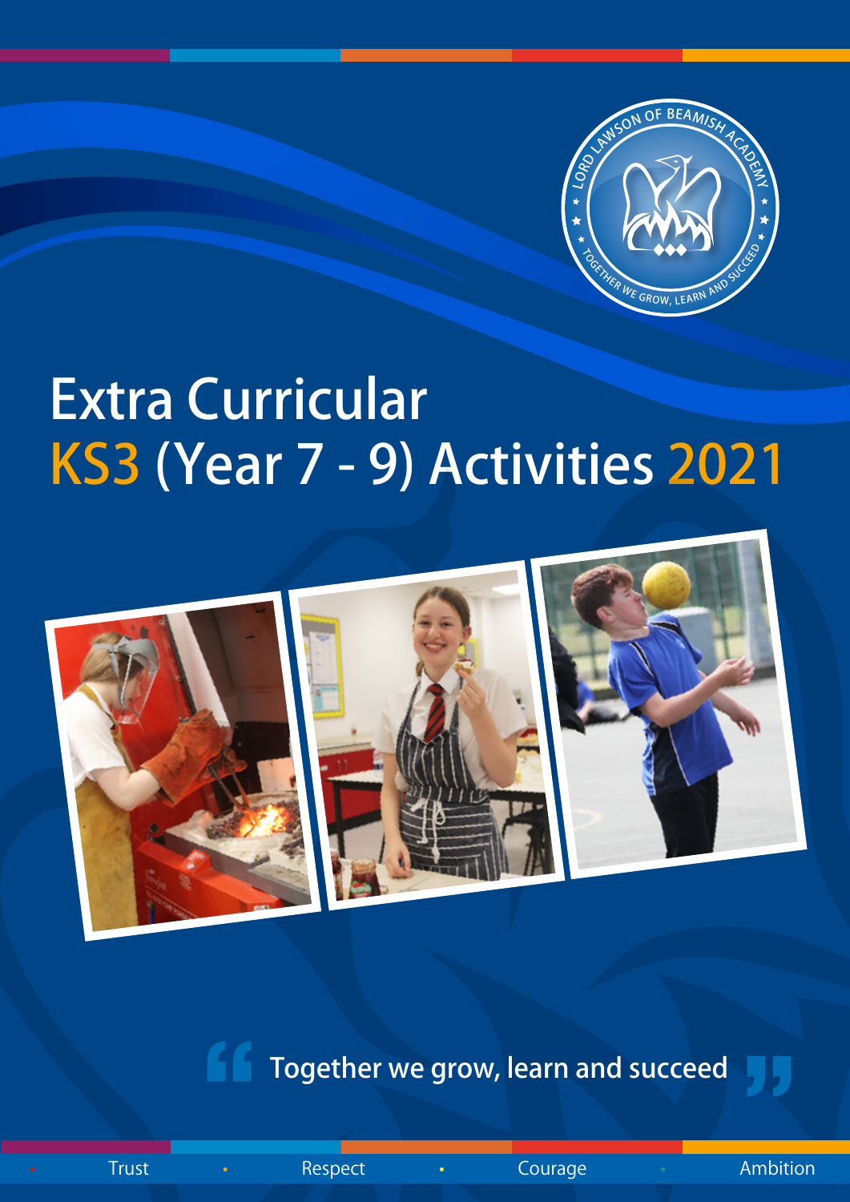# Extra Curricular KS3 (Year 7 - 9) Activities 2021

Lord Lawson of Beamish Academy

Together we grow, learn and succeed

"Together we grow, learn and succeed"

Trust • Respect • Courage • Ambition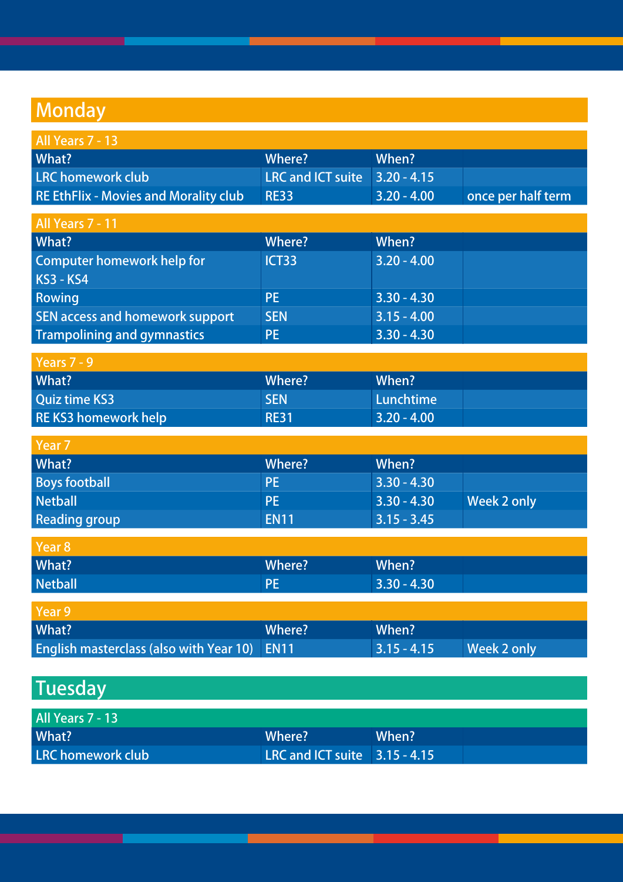## Monday

### All Years 7 - 13

| What? | Where? | When? | |
|---|---|---|---|
| LRC homework club | LRC and ICT suite | 3.20 - 4.15 | |
| RE EthFlix - Movies and Morality club | RE33 | 3.20 - 4.00 | once per half term |

### All Years 7 - 11

| What? | Where? | When? | |
|---|---|---|---|
| Computer homework help for KS3 - KS4 | ICT33 | 3.20 - 4.00 | |
| Rowing | PE | 3.30 - 4.30 | |
| SEN access and homework support | SEN | 3.15 - 4.00 | |
| Trampolining and gymnastics | PE | 3.30 - 4.30 | |

### Years 7 - 9

| What? | Where? | When? | |
|---|---|---|---|
| Quiz time KS3 | SEN | Lunchtime | |
| RE KS3 homework help | RE31 | 3.20 - 4.00 | |

### Year 7

| What? | Where? | When? | |
|---|---|---|---|
| Boys football | PE | 3.30 - 4.30 | |
| Netball | PE | 3.30 - 4.30 | Week 2 only |
| Reading group | EN11 | 3.15 - 3.45 | |

### Year 8

| What? | Where? | When? | |
|---|---|---|---|
| Netball | PE | 3.30 - 4.30 | |

### Year 9

| What? | Where? | When? | |
|---|---|---|---|
| English masterclass (also with Year 10) | EN11 | 3.15 - 4.15 | Week 2 only |

## Tuesday

### All Years 7 - 13

| What? | Where? | When? | |
|---|---|---|---|
| LRC homework club | LRC and ICT suite | 3.15 - 4.15 | |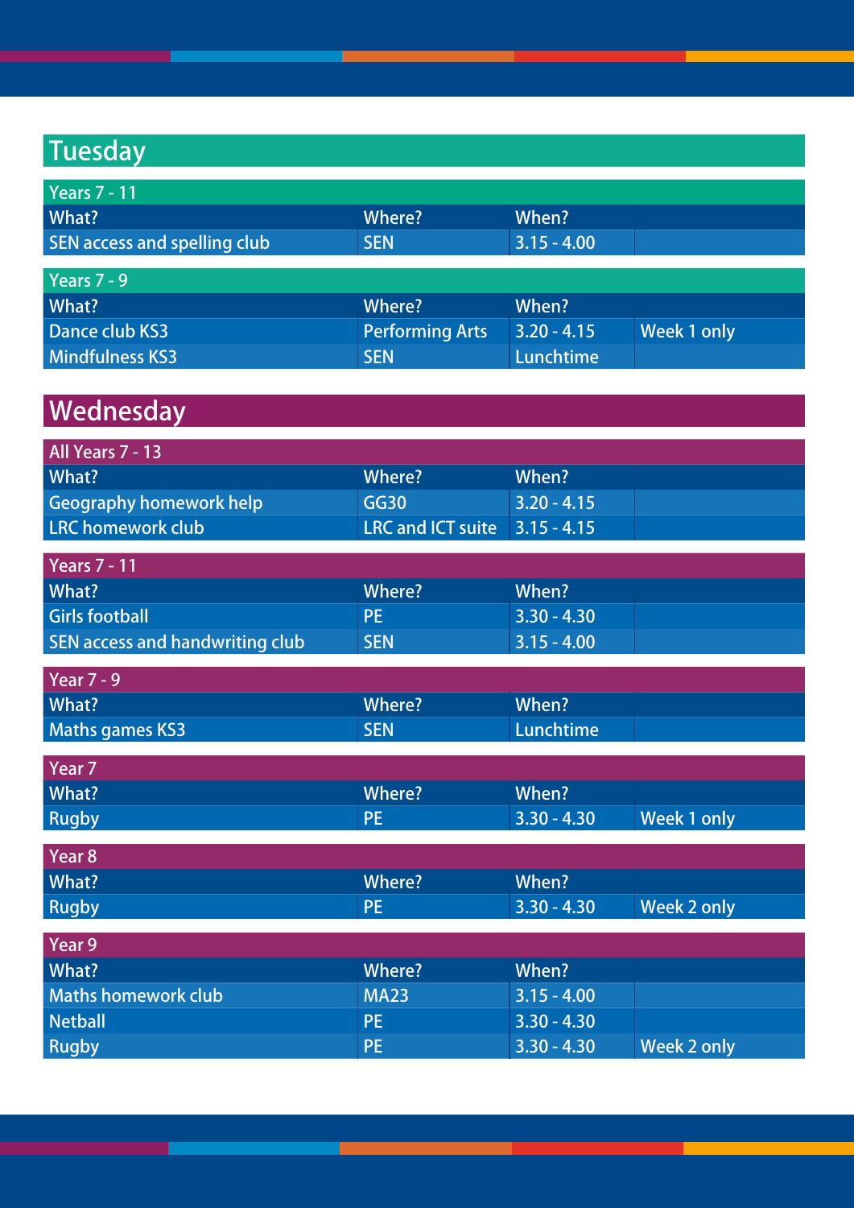## Tuesday

### Years 7 - 11

| What? | Where? | When? | |
|---|---|---|---|
| SEN access and spelling club | SEN | 3.15 - 4.00 | |

### Years 7 - 9

| What? | Where? | When? | |
|---|---|---|---|
| Dance club KS3 | Performing Arts | 3.20 - 4.15 | Week 1 only |
| Mindfulness KS3 | SEN | Lunchtime | |

## Wednesday

### All Years 7 - 13

| What? | Where? | When? | |
|---|---|---|---|
| Geography homework help | GG30 | 3.20 - 4.15 | |
| LRC homework club | LRC and ICT suite | 3.15 - 4.15 | |

### Years 7 - 11

| What? | Where? | When? | |
|---|---|---|---|
| Girls football | PE | 3.30 - 4.30 | |
| SEN access and handwriting club | SEN | 3.15 - 4.00 | |

### Year 7 - 9

| What? | Where? | When? | |
|---|---|---|---|
| Maths games KS3 | SEN | Lunchtime | |

### Year 7

| What? | Where? | When? | |
|---|---|---|---|
| Rugby | PE | 3.30 - 4.30 | Week 1 only |

### Year 8

| What? | Where? | When? | |
|---|---|---|---|
| Rugby | PE | 3.30 - 4.30 | Week 2 only |

### Year 9

| What? | Where? | When? | |
|---|---|---|---|
| Maths homework club | MA23 | 3.15 - 4.00 | |
| Netball | PE | 3.30 - 4.30 | |
| Rugby | PE | 3.30 - 4.30 | Week 2 only |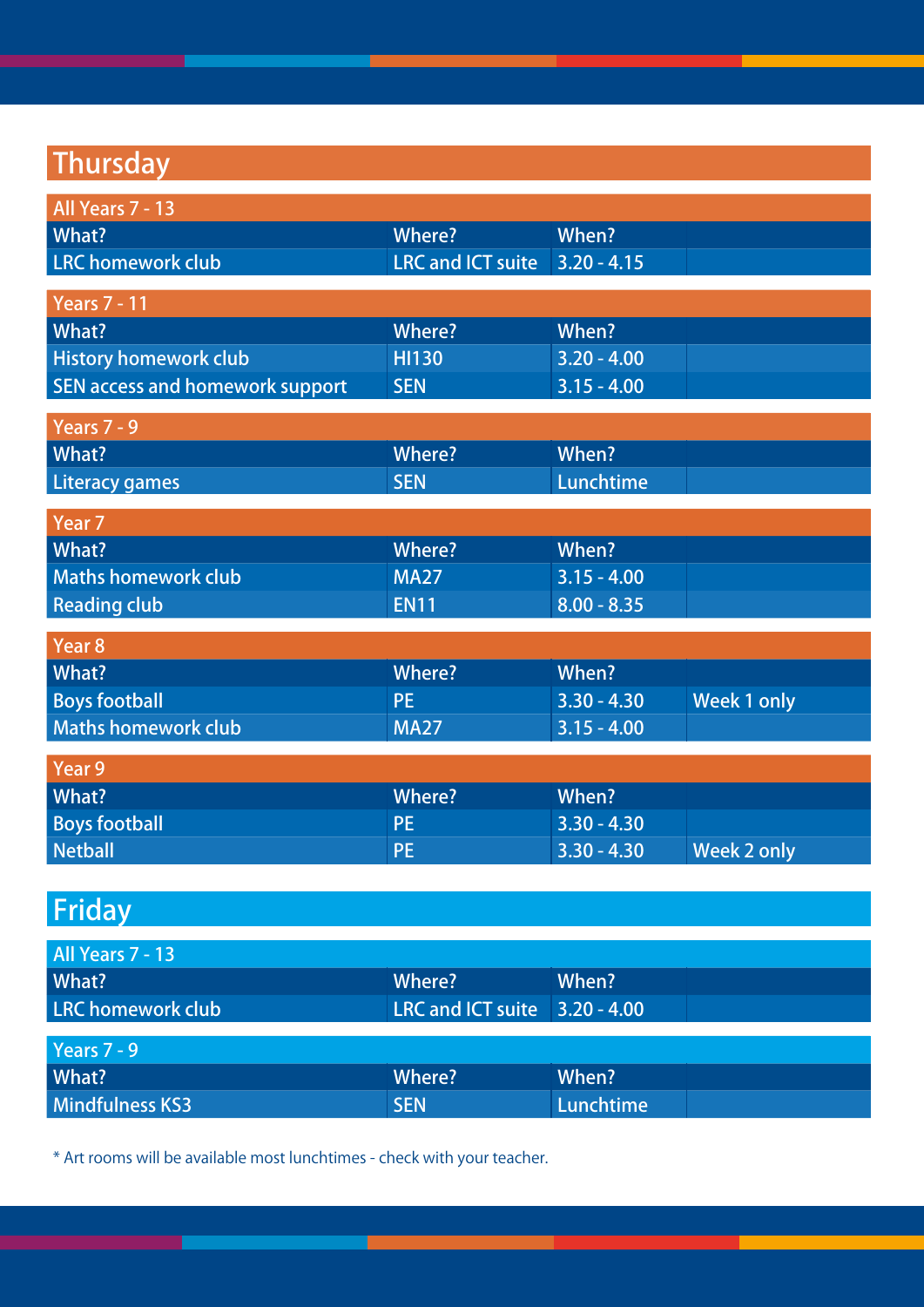# Thursday

## All Years 7 - 13

| What? | Where? | When? | |
|---|---|---|---|
| LRC homework club | LRC and ICT suite | 3.20 - 4.15 | |

## Years 7 - 11

| What? | Where? | When? | |
|---|---|---|---|
| History homework club | HI130 | 3.20 - 4.00 | |
| SEN access and homework support | SEN | 3.15 - 4.00 | |

## Years 7 - 9

| What? | Where? | When? | |
|---|---|---|---|
| Literacy games | SEN | Lunchtime | |

## Year 7

| What? | Where? | When? | |
|---|---|---|---|
| Maths homework club | MA27 | 3.15 - 4.00 | |
| Reading club | EN11 | 8.00 - 8.35 | |

## Year 8

| What? | Where? | When? | |
|---|---|---|---|
| Boys football | PE | 3.30 - 4.30 | Week 1 only |
| Maths homework club | MA27 | 3.15 - 4.00 | |

## Year 9

| What? | Where? | When? | |
|---|---|---|---|
| Boys football | PE | 3.30 - 4.30 | |
| Netball | PE | 3.30 - 4.30 | Week 2 only |

# Friday

## All Years 7 - 13

| What? | Where? | When? | |
|---|---|---|---|
| LRC homework club | LRC and ICT suite | 3.20 - 4.00 | |

## Years 7 - 9

| What? | Where? | When? | |
|---|---|---|---|
| Mindfulness KS3 | SEN | Lunchtime | |

* Art rooms will be available most lunchtimes - check with your teacher.